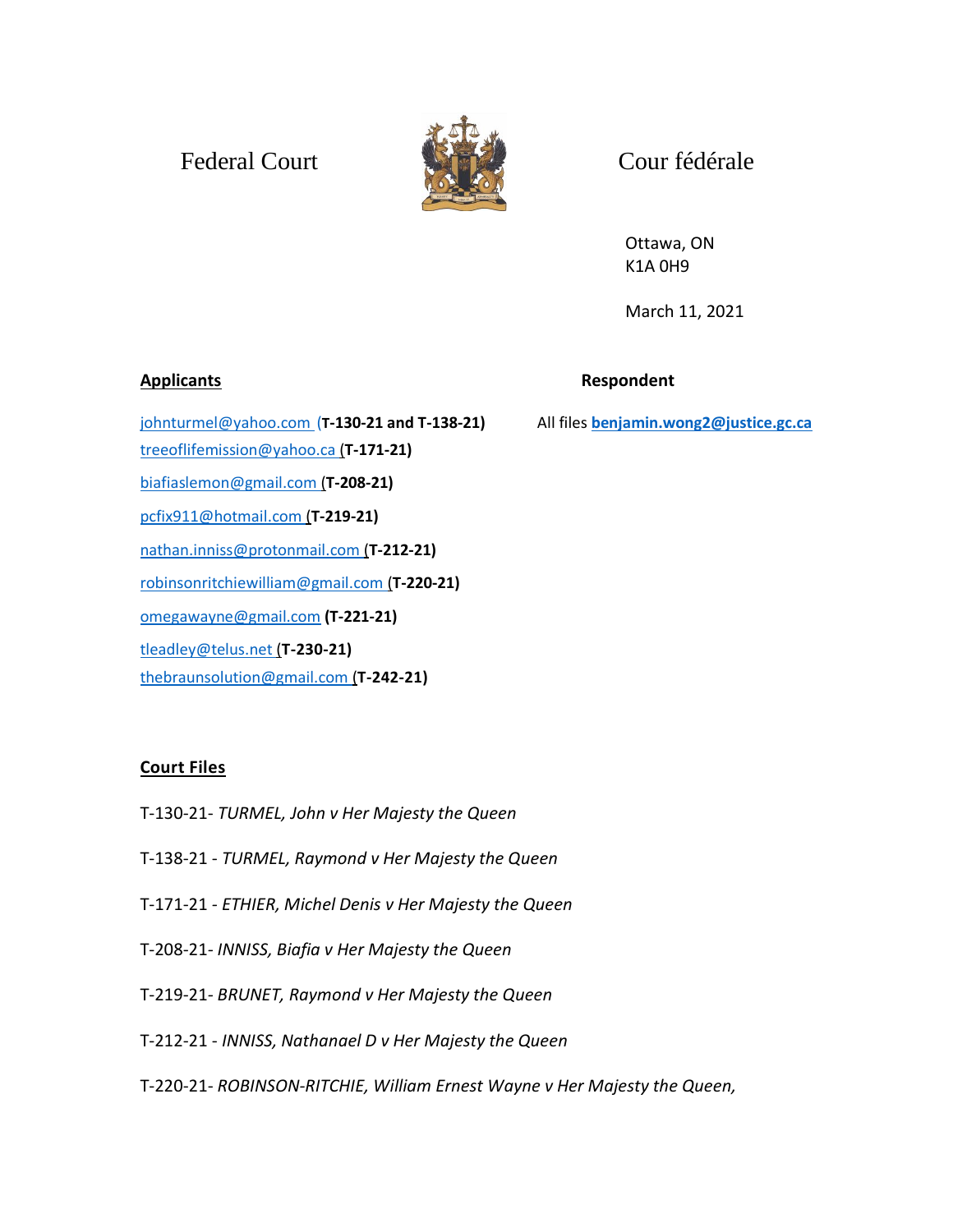Federal Court | Cour fédérale

Ottawa, ON
K1A 0H9

March 11, 2021

**Applicants**

johnturmel@yahoo.com (**T-130-21 and T-138-21)**
treeoflifemission@yahoo.ca (**T-171-21)**
biafiaslemon@gmail.com (**T-208-21)**
pcfix911@hotmail.com (**T-219-21)**
nathan.inniss@protonmail.com (**T-212-21)**
robinsonritchiewilliam@gmail.com (**T-220-21)**
omegawayne@gmail.com **(T-221-21)**
tleadley@telus.net (**T-230-21)**
thebraunsolution@gmail.com (**T-242-21)**

**Respondent**

All files **benjamin.wong2@justice.gc.ca**

**Court Files**

T-130-21- *TURMEL, John v Her Majesty the Queen*

T-138-21 - *TURMEL, Raymond v Her Majesty the Queen*

T-171-21 - *ETHIER, Michel Denis v Her Majesty the Queen*

T-208-21- *INNISS, Biafia v Her Majesty the Queen*

T-219-21- *BRUNET, Raymond v Her Majesty the Queen*

T-212-21 - *INNISS, Nathanael D v Her Majesty the Queen*

T-220-21- *ROBINSON-RITCHIE, William Ernest Wayne v Her Majesty the Queen,*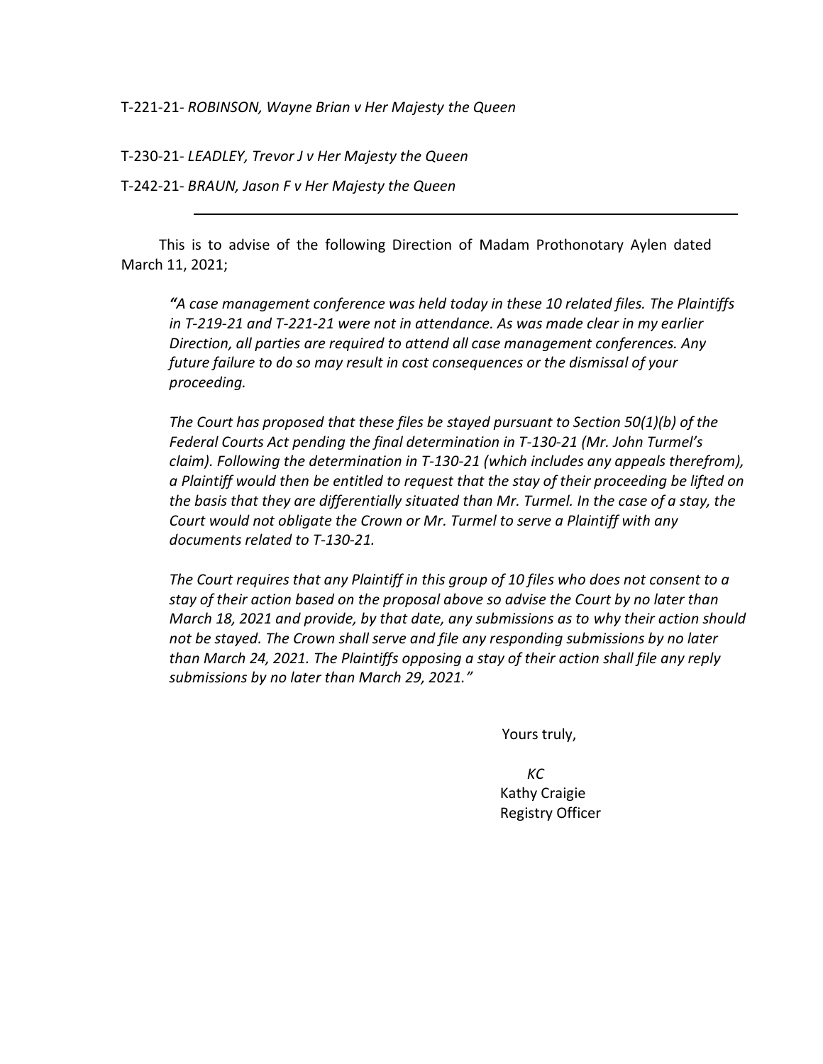T-221-21- *ROBINSON, Wayne Brian v Her Majesty the Queen*

T-230-21- *LEADLEY, Trevor J v Her Majesty the Queen*

T-242-21- *BRAUN, Jason F v Her Majesty the Queen*

---

This is to advise of the following Direction of Madam Prothonotary Aylen dated March 11, 2021;

> *"A case management conference was held today in these 10 related files. The Plaintiffs in T-219-21 and T-221-21 were not in attendance. As was made clear in my earlier Direction, all parties are required to attend all case management conferences. Any future failure to do so may result in cost consequences or the dismissal of your proceeding.*
>
> *The Court has proposed that these files be stayed pursuant to Section 50(1)(b) of the Federal Courts Act pending the final determination in T-130-21 (Mr. John Turmel's claim). Following the determination in T-130-21 (which includes any appeals therefrom), a Plaintiff would then be entitled to request that the stay of their proceeding be lifted on the basis that they are differentially situated than Mr. Turmel. In the case of a stay, the Court would not obligate the Crown or Mr. Turmel to serve a Plaintiff with any documents related to T-130-21.*
>
> *The Court requires that any Plaintiff in this group of 10 files who does not consent to a stay of their action based on the proposal above so advise the Court by no later than March 18, 2021 and provide, by that date, any submissions as to why their action should not be stayed. The Crown shall serve and file any responding submissions by no later than March 24, 2021. The Plaintiffs opposing a stay of their action shall file any reply submissions by no later than March 29, 2021."*

Yours truly,

*KC*
Kathy Craigie
Registry Officer